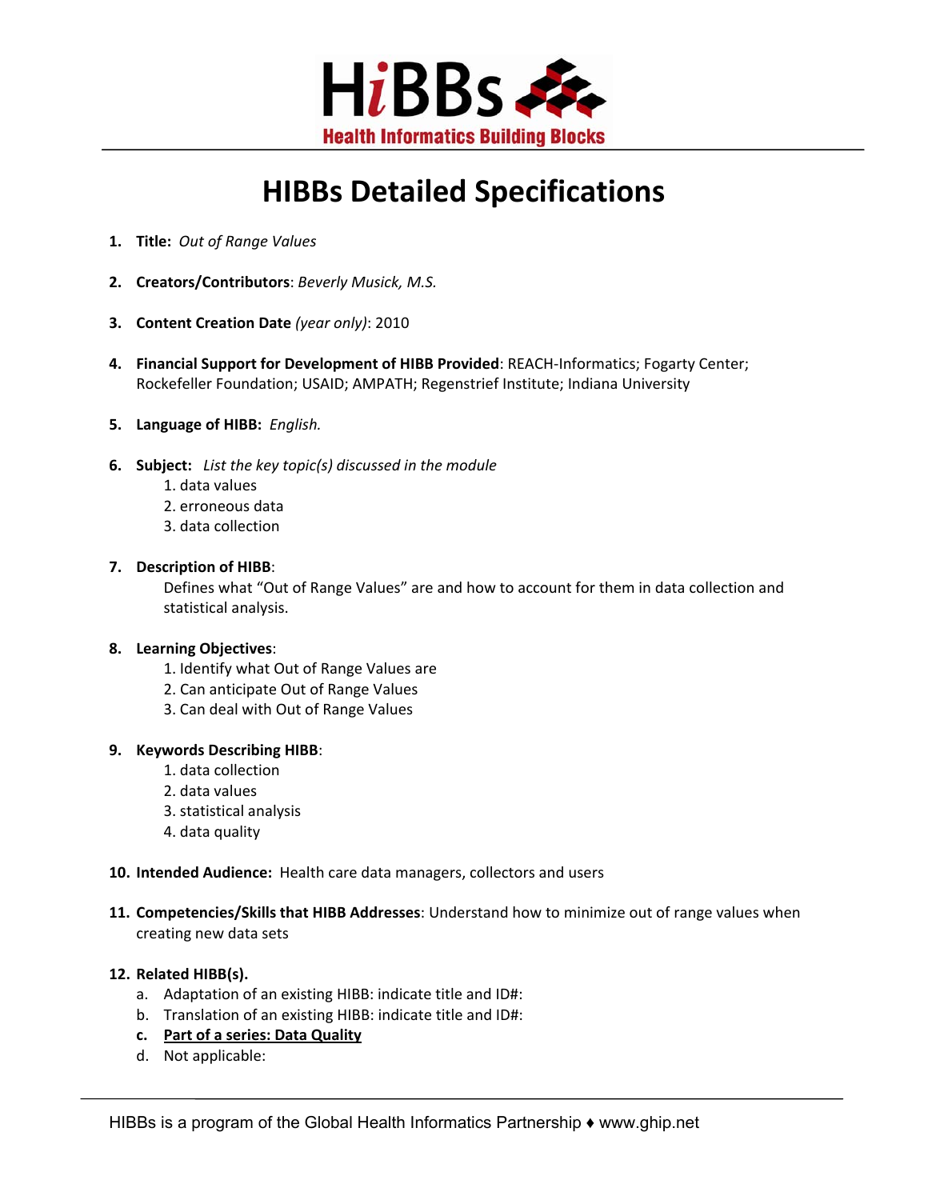HiBBs

Health Informatics Building Blocks

# HIBBs Detailed Specifications

1. **Title:** *Out of Range Values*

2. **Creators/Contributors**: *Beverly Musick, M.S.*

3. **Content Creation Date** *(year only)*: 2010

4. **Financial Support for Development of HIBB Provided**: REACH-Informatics; Fogarty Center; Rockefeller Foundation; USAID; AMPATH; Regenstrief Institute; Indiana University

5. **Language of HIBB:** *English.*

6. **Subject:** *List the key topic(s) discussed in the module*
   1. data values
   2. erroneous data
   3. data collection

7. **Description of HIBB**:
   Defines what "Out of Range Values" are and how to account for them in data collection and statistical analysis.

8. **Learning Objectives**:
   1. Identify what Out of Range Values are
   2. Can anticipate Out of Range Values
   3. Can deal with Out of Range Values

9. **Keywords Describing HIBB**:
   1. data collection
   2. data values
   3. statistical analysis
   4. data quality

10. **Intended Audience:** Health care data managers, collectors and users

11. **Competencies/Skills that HIBB Addresses**: Understand how to minimize out of range values when creating new data sets

12. **Related HIBB(s).**
    a. Adaptation of an existing HIBB: indicate title and ID#:
    b. Translation of an existing HIBB: indicate title and ID#:
    c. **Part of a series: Data Quality**
    d. Not applicable:

HIBBs is a program of the Global Health Informatics Partnership ♦ www.ghip.net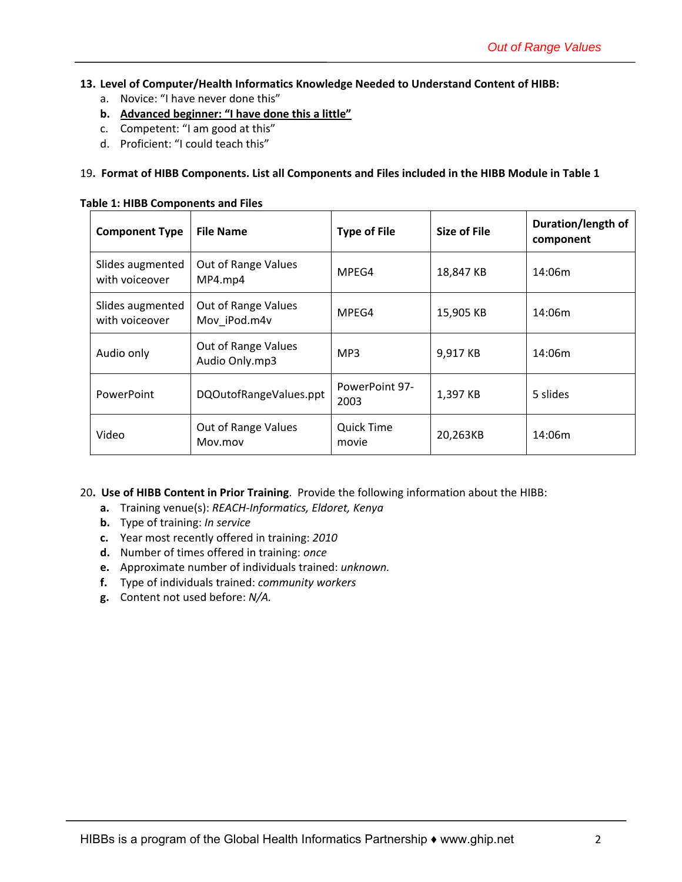**13. Level of Computer/Health Informatics Knowledge Needed to Understand Content of HIBB:**

a. Novice: "I have never done this"
**b. Advanced beginner: "I have done this a little"**
c. Competent: "I am good at this"
d. Proficient: "I could teach this"

19**. Format of HIBB Components. List all Components and Files included in the HIBB Module in Table 1**

**Table 1: HIBB Components and Files**

| Component Type | File Name | Type of File | Size of File | Duration/length of component |
|---|---|---|---|---|
| Slides augmented with voiceover | Out of Range Values MP4.mp4 | MPEG4 | 18,847 KB | 14:06m |
| Slides augmented with voiceover | Out of Range Values Mov_iPod.m4v | MPEG4 | 15,905 KB | 14:06m |
| Audio only | Out of Range Values Audio Only.mp3 | MP3 | 9,917 KB | 14:06m |
| PowerPoint | DQOutofRangeValues.ppt | PowerPoint 97-2003 | 1,397 KB | 5 slides |
| Video | Out of Range Values Mov.mov | Quick Time movie | 20,263KB | 14:06m |

20**. Use of HIBB Content in Prior Training**. Provide the following information about the HIBB:

**a.** Training venue(s): *REACH-Informatics, Eldoret, Kenya*
**b.** Type of training: *In service*
**c.** Year most recently offered in training: *2010*
**d.** Number of times offered in training: *once*
**e.** Approximate number of individuals trained: *unknown.*
**f.** Type of individuals trained: *community workers*
**g.** Content not used before: *N/A.*